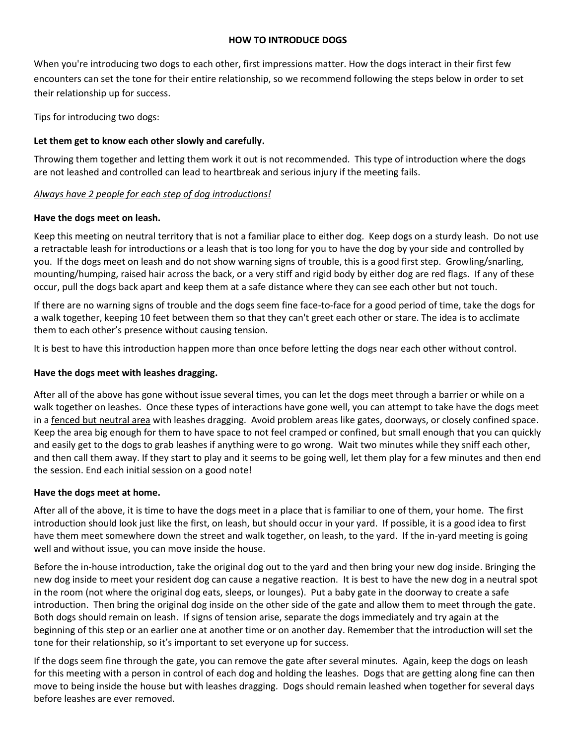# HOW TO INTRODUCE DOGS

When you're introducing two dogs to each other, first impressions matter. How the dogs interact in their first few encounters can set the tone for their entire relationship, so we recommend following the steps below in order to set their relationship up for success.

Tips for introducing two dogs:

**Let them get to know each other slowly and carefully.**

Throwing them together and letting them work it out is not recommended. This type of introduction where the dogs are not leashed and controlled can lead to heartbreak and serious injury if the meeting fails.

<u>*Always have 2 people for each step of dog introductions!*</u>

**Have the dogs meet on leash.**

Keep this meeting on neutral territory that is not a familiar place to either dog. Keep dogs on a sturdy leash. Do not use a retractable leash for introductions or a leash that is too long for you to have the dog by your side and controlled by you. If the dogs meet on leash and do not show warning signs of trouble, this is a good first step. Growling/snarling, mounting/humping, raised hair across the back, or a very stiff and rigid body by either dog are red flags. If any of these occur, pull the dogs back apart and keep them at a safe distance where they can see each other but not touch.

If there are no warning signs of trouble and the dogs seem fine face-to-face for a good period of time, take the dogs for a walk together, keeping 10 feet between them so that they can't greet each other or stare. The idea is to acclimate them to each other's presence without causing tension.

It is best to have this introduction happen more than once before letting the dogs near each other without control.

**Have the dogs meet with leashes dragging.**

After all of the above has gone without issue several times, you can let the dogs meet through a barrier or while on a walk together on leashes. Once these types of interactions have gone well, you can attempt to take have the dogs meet in a <u>fenced but neutral area</u> with leashes dragging. Avoid problem areas like gates, doorways, or closely confined space. Keep the area big enough for them to have space to not feel cramped or confined, but small enough that you can quickly and easily get to the dogs to grab leashes if anything were to go wrong. Wait two minutes while they sniff each other, and then call them away. If they start to play and it seems to be going well, let them play for a few minutes and then end the session. End each initial session on a good note!

**Have the dogs meet at home.**

After all of the above, it is time to have the dogs meet in a place that is familiar to one of them, your home. The first introduction should look just like the first, on leash, but should occur in your yard. If possible, it is a good idea to first have them meet somewhere down the street and walk together, on leash, to the yard. If the in-yard meeting is going well and without issue, you can move inside the house.

Before the in-house introduction, take the original dog out to the yard and then bring your new dog inside. Bringing the new dog inside to meet your resident dog can cause a negative reaction. It is best to have the new dog in a neutral spot in the room (not where the original dog eats, sleeps, or lounges). Put a baby gate in the doorway to create a safe introduction. Then bring the original dog inside on the other side of the gate and allow them to meet through the gate. Both dogs should remain on leash. If signs of tension arise, separate the dogs immediately and try again at the beginning of this step or an earlier one at another time or on another day. Remember that the introduction will set the tone for their relationship, so it's important to set everyone up for success.

If the dogs seem fine through the gate, you can remove the gate after several minutes. Again, keep the dogs on leash for this meeting with a person in control of each dog and holding the leashes. Dogs that are getting along fine can then move to being inside the house but with leashes dragging. Dogs should remain leashed when together for several days before leashes are ever removed.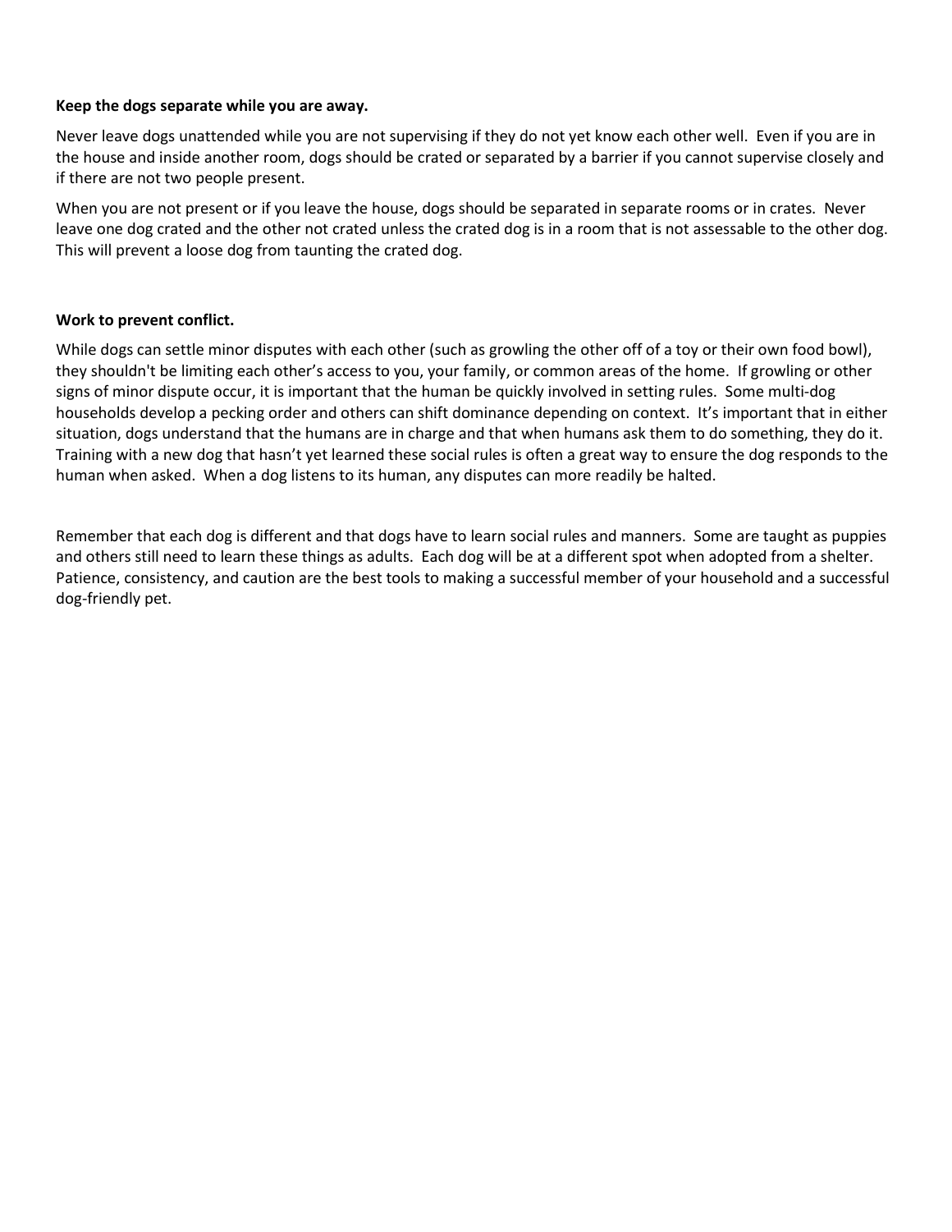**Keep the dogs separate while you are away.**

Never leave dogs unattended while you are not supervising if they do not yet know each other well. Even if you are in the house and inside another room, dogs should be crated or separated by a barrier if you cannot supervise closely and if there are not two people present.

When you are not present or if you leave the house, dogs should be separated in separate rooms or in crates. Never leave one dog crated and the other not crated unless the crated dog is in a room that is not assessable to the other dog. This will prevent a loose dog from taunting the crated dog.

**Work to prevent conflict.**

While dogs can settle minor disputes with each other (such as growling the other off of a toy or their own food bowl), they shouldn't be limiting each other's access to you, your family, or common areas of the home. If growling or other signs of minor dispute occur, it is important that the human be quickly involved in setting rules. Some multi-dog households develop a pecking order and others can shift dominance depending on context. It's important that in either situation, dogs understand that the humans are in charge and that when humans ask them to do something, they do it. Training with a new dog that hasn't yet learned these social rules is often a great way to ensure the dog responds to the human when asked. When a dog listens to its human, any disputes can more readily be halted.

Remember that each dog is different and that dogs have to learn social rules and manners. Some are taught as puppies and others still need to learn these things as adults. Each dog will be at a different spot when adopted from a shelter. Patience, consistency, and caution are the best tools to making a successful member of your household and a successful dog-friendly pet.